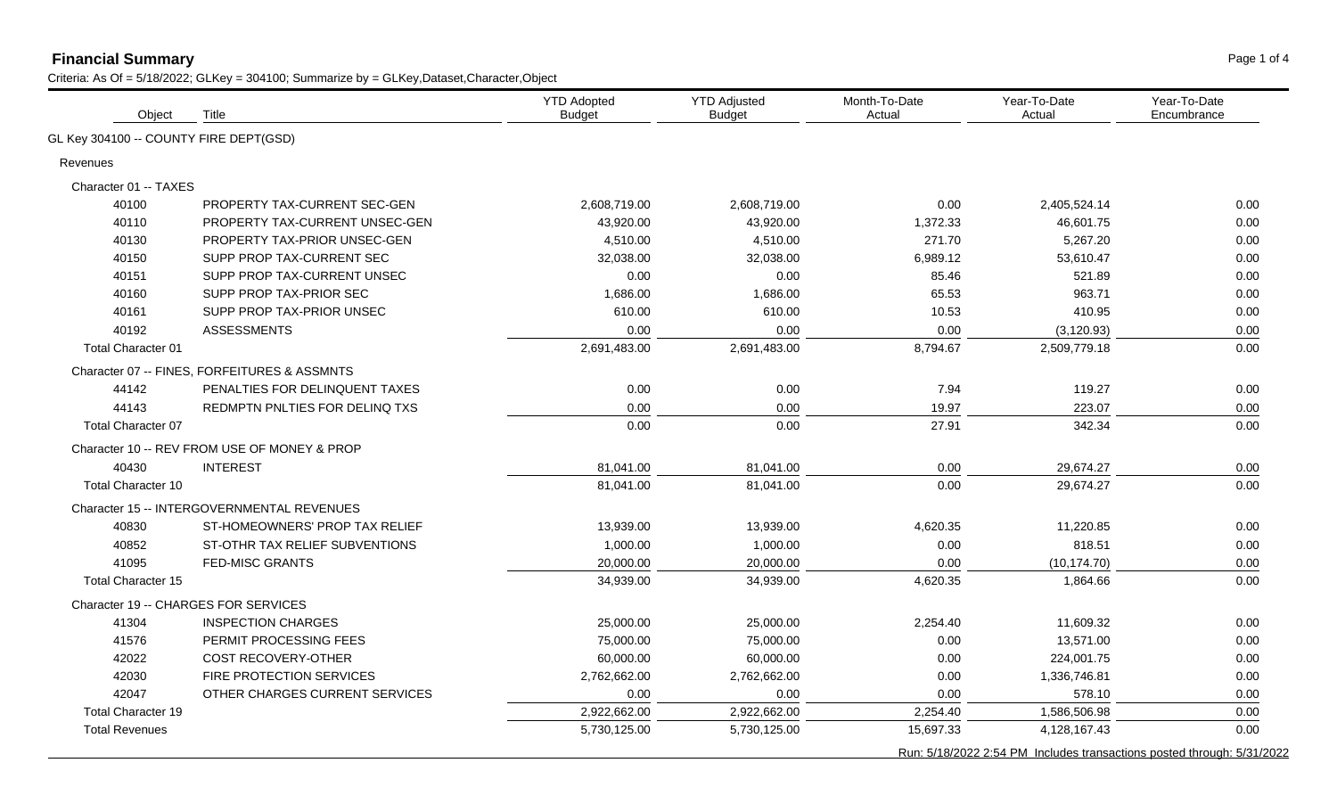**Financial Summary**

Criteria: As Of = 5/18/2022; GLKey = 304100; Summarize by = GLKey,Dataset,Character,Object

| Object | Title | YTD Adopted Budget | YTD Adjusted Budget | Month-To-Date Actual | Year-To-Date Actual | Year-To-Date Encumbrance |
|---|---|---|---|---|---|---|
| GL Key 304100 -- COUNTY FIRE DEPT(GSD) | | | | | | |
| Revenues | | | | | | |
| Character 01 -- TAXES | | | | | | |
| 40100 | PROPERTY TAX-CURRENT SEC-GEN | 2,608,719.00 | 2,608,719.00 | 0.00 | 2,405,524.14 | 0.00 |
| 40110 | PROPERTY TAX-CURRENT UNSEC-GEN | 43,920.00 | 43,920.00 | 1,372.33 | 46,601.75 | 0.00 |
| 40130 | PROPERTY TAX-PRIOR UNSEC-GEN | 4,510.00 | 4,510.00 | 271.70 | 5,267.20 | 0.00 |
| 40150 | SUPP PROP TAX-CURRENT SEC | 32,038.00 | 32,038.00 | 6,989.12 | 53,610.47 | 0.00 |
| 40151 | SUPP PROP TAX-CURRENT UNSEC | 0.00 | 0.00 | 85.46 | 521.89 | 0.00 |
| 40160 | SUPP PROP TAX-PRIOR SEC | 1,686.00 | 1,686.00 | 65.53 | 963.71 | 0.00 |
| 40161 | SUPP PROP TAX-PRIOR UNSEC | 610.00 | 610.00 | 10.53 | 410.95 | 0.00 |
| 40192 | ASSESSMENTS | 0.00 | 0.00 | 0.00 | (3,120.93) | 0.00 |
| Total Character 01 | | 2,691,483.00 | 2,691,483.00 | 8,794.67 | 2,509,779.18 | 0.00 |
| Character 07 -- FINES, FORFEITURES & ASSMNTS | | | | | | |
| 44142 | PENALTIES FOR DELINQUENT TAXES | 0.00 | 0.00 | 7.94 | 119.27 | 0.00 |
| 44143 | REDMPTN PNLTIES FOR DELINQ TXS | 0.00 | 0.00 | 19.97 | 223.07 | 0.00 |
| Total Character 07 | | 0.00 | 0.00 | 27.91 | 342.34 | 0.00 |
| Character 10 -- REV FROM USE OF MONEY & PROP | | | | | | |
| 40430 | INTEREST | 81,041.00 | 81,041.00 | 0.00 | 29,674.27 | 0.00 |
| Total Character 10 | | 81,041.00 | 81,041.00 | 0.00 | 29,674.27 | 0.00 |
| Character 15 -- INTERGOVERNMENTAL REVENUES | | | | | | |
| 40830 | ST-HOMEOWNERS' PROP TAX RELIEF | 13,939.00 | 13,939.00 | 4,620.35 | 11,220.85 | 0.00 |
| 40852 | ST-OTHR TAX RELIEF SUBVENTIONS | 1,000.00 | 1,000.00 | 0.00 | 818.51 | 0.00 |
| 41095 | FED-MISC GRANTS | 20,000.00 | 20,000.00 | 0.00 | (10,174.70) | 0.00 |
| Total Character 15 | | 34,939.00 | 34,939.00 | 4,620.35 | 1,864.66 | 0.00 |
| Character 19 -- CHARGES FOR SERVICES | | | | | | |
| 41304 | INSPECTION CHARGES | 25,000.00 | 25,000.00 | 2,254.40 | 11,609.32 | 0.00 |
| 41576 | PERMIT PROCESSING FEES | 75,000.00 | 75,000.00 | 0.00 | 13,571.00 | 0.00 |
| 42022 | COST RECOVERY-OTHER | 60,000.00 | 60,000.00 | 0.00 | 224,001.75 | 0.00 |
| 42030 | FIRE PROTECTION SERVICES | 2,762,662.00 | 2,762,662.00 | 0.00 | 1,336,746.81 | 0.00 |
| 42047 | OTHER CHARGES CURRENT SERVICES | 0.00 | 0.00 | 0.00 | 578.10 | 0.00 |
| Total Character 19 | | 2,922,662.00 | 2,922,662.00 | 2,254.40 | 1,586,506.98 | 0.00 |
| Total Revenues | | 5,730,125.00 | 5,730,125.00 | 15,697.33 | 4,128,167.43 | 0.00 |

Run: 5/18/2022 2:54 PM Includes transactions posted through: 5/31/2022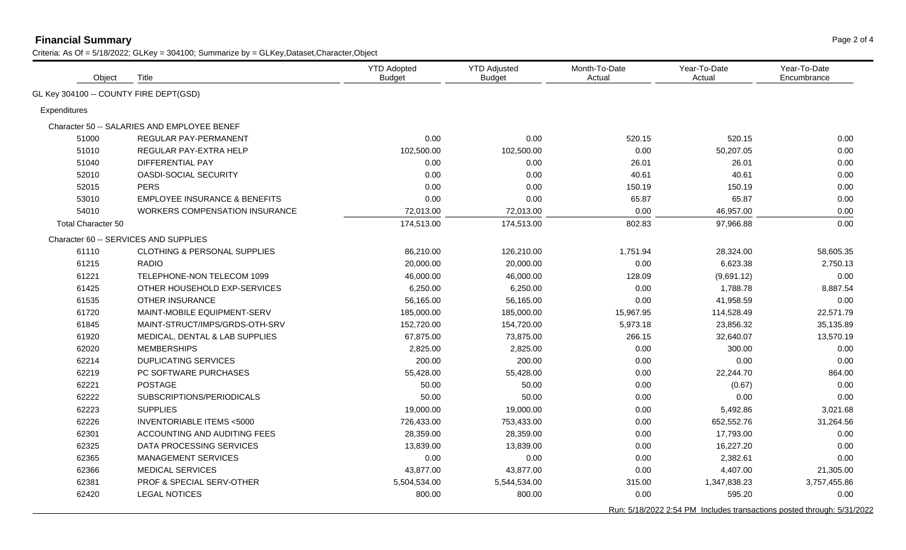## Financial Summary

Criteria: As Of = 5/18/2022; GLKey = 304100; Summarize by = GLKey,Dataset,Character,Object

| Object | Title | YTD Adopted Budget | YTD Adjusted Budget | Month-To-Date Actual | Year-To-Date Actual | Year-To-Date Encumbrance |
|---|---|---|---|---|---|---|
| GL Key 304100 -- COUNTY FIRE DEPT(GSD) | | | | | | |
| Expenditures | | | | | | |
| Character 50 -- SALARIES AND EMPLOYEE BENEF | | | | | | |
| 51000 | REGULAR PAY-PERMANENT | 0.00 | 0.00 | 520.15 | 520.15 | 0.00 |
| 51010 | REGULAR PAY-EXTRA HELP | 102,500.00 | 102,500.00 | 0.00 | 50,207.05 | 0.00 |
| 51040 | DIFFERENTIAL PAY | 0.00 | 0.00 | 26.01 | 26.01 | 0.00 |
| 52010 | OASDI-SOCIAL SECURITY | 0.00 | 0.00 | 40.61 | 40.61 | 0.00 |
| 52015 | PERS | 0.00 | 0.00 | 150.19 | 150.19 | 0.00 |
| 53010 | EMPLOYEE INSURANCE & BENEFITS | 0.00 | 0.00 | 65.87 | 65.87 | 0.00 |
| 54010 | WORKERS COMPENSATION INSURANCE | 72,013.00 | 72,013.00 | 0.00 | 46,957.00 | 0.00 |
| Total Character 50 | | 174,513.00 | 174,513.00 | 802.83 | 97,966.88 | 0.00 |
| Character 60 -- SERVICES AND SUPPLIES | | | | | | |
| 61110 | CLOTHING & PERSONAL SUPPLIES | 86,210.00 | 126,210.00 | 1,751.94 | 28,324.00 | 58,605.35 |
| 61215 | RADIO | 20,000.00 | 20,000.00 | 0.00 | 6,623.38 | 2,750.13 |
| 61221 | TELEPHONE-NON TELECOM 1099 | 46,000.00 | 46,000.00 | 128.09 | (9,691.12) | 0.00 |
| 61425 | OTHER HOUSEHOLD EXP-SERVICES | 6,250.00 | 6,250.00 | 0.00 | 1,788.78 | 8,887.54 |
| 61535 | OTHER INSURANCE | 56,165.00 | 56,165.00 | 0.00 | 41,958.59 | 0.00 |
| 61720 | MAINT-MOBILE EQUIPMENT-SERV | 185,000.00 | 185,000.00 | 15,967.95 | 114,528.49 | 22,571.79 |
| 61845 | MAINT-STRUCT/IMPS/GRDS-OTH-SRV | 152,720.00 | 154,720.00 | 5,973.18 | 23,856.32 | 35,135.89 |
| 61920 | MEDICAL, DENTAL & LAB SUPPLIES | 67,875.00 | 73,875.00 | 266.15 | 32,640.07 | 13,570.19 |
| 62020 | MEMBERSHIPS | 2,825.00 | 2,825.00 | 0.00 | 300.00 | 0.00 |
| 62214 | DUPLICATING SERVICES | 200.00 | 200.00 | 0.00 | 0.00 | 0.00 |
| 62219 | PC SOFTWARE PURCHASES | 55,428.00 | 55,428.00 | 0.00 | 22,244.70 | 864.00 |
| 62221 | POSTAGE | 50.00 | 50.00 | 0.00 | (0.67) | 0.00 |
| 62222 | SUBSCRIPTIONS/PERIODICALS | 50.00 | 50.00 | 0.00 | 0.00 | 0.00 |
| 62223 | SUPPLIES | 19,000.00 | 19,000.00 | 0.00 | 5,492.86 | 3,021.68 |
| 62226 | INVENTORIABLE ITEMS <5000 | 726,433.00 | 753,433.00 | 0.00 | 652,552.76 | 31,264.56 |
| 62301 | ACCOUNTING AND AUDITING FEES | 28,359.00 | 28,359.00 | 0.00 | 17,793.00 | 0.00 |
| 62325 | DATA PROCESSING SERVICES | 13,839.00 | 13,839.00 | 0.00 | 16,227.20 | 0.00 |
| 62365 | MANAGEMENT SERVICES | 0.00 | 0.00 | 0.00 | 2,382.61 | 0.00 |
| 62366 | MEDICAL SERVICES | 43,877.00 | 43,877.00 | 0.00 | 4,407.00 | 21,305.00 |
| 62381 | PROF & SPECIAL SERV-OTHER | 5,504,534.00 | 5,544,534.00 | 315.00 | 1,347,838.23 | 3,757,455.86 |
| 62420 | LEGAL NOTICES | 800.00 | 800.00 | 0.00 | 595.20 | 0.00 |

Run: 5/18/2022 2:54 PM Includes transactions posted through: 5/31/2022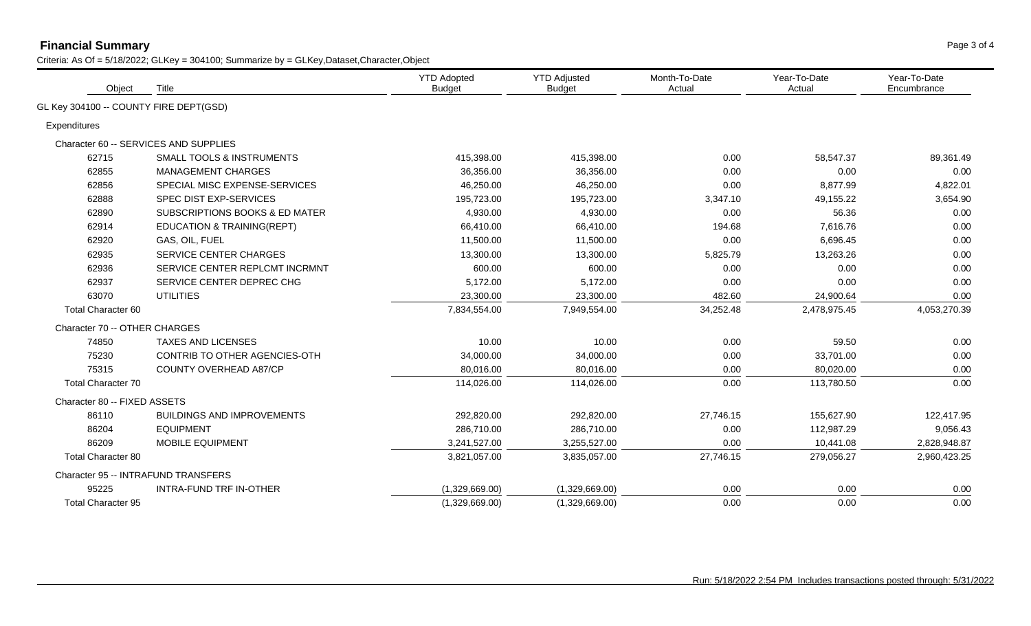**Financial Summary**

Criteria: As Of = 5/18/2022; GLKey = 304100; Summarize by = GLKey,Dataset,Character,Object

| Object | Title | YTD Adopted Budget | YTD Adjusted Budget | Month-To-Date Actual | Year-To-Date Actual | Year-To-Date Encumbrance |
|---|---|---|---|---|---|---|
| GL Key 304100 -- COUNTY FIRE DEPT(GSD) | | | | | | |
| Expenditures | | | | | | |
| Character 60 -- SERVICES AND SUPPLIES | | | | | | |
| 62715 | SMALL TOOLS & INSTRUMENTS | 415,398.00 | 415,398.00 | 0.00 | 58,547.37 | 89,361.49 |
| 62855 | MANAGEMENT CHARGES | 36,356.00 | 36,356.00 | 0.00 | 0.00 | 0.00 |
| 62856 | SPECIAL MISC EXPENSE-SERVICES | 46,250.00 | 46,250.00 | 0.00 | 8,877.99 | 4,822.01 |
| 62888 | SPEC DIST EXP-SERVICES | 195,723.00 | 195,723.00 | 3,347.10 | 49,155.22 | 3,654.90 |
| 62890 | SUBSCRIPTIONS BOOKS & ED MATER | 4,930.00 | 4,930.00 | 0.00 | 56.36 | 0.00 |
| 62914 | EDUCATION & TRAINING(REPT) | 66,410.00 | 66,410.00 | 194.68 | 7,616.76 | 0.00 |
| 62920 | GAS, OIL, FUEL | 11,500.00 | 11,500.00 | 0.00 | 6,696.45 | 0.00 |
| 62935 | SERVICE CENTER CHARGES | 13,300.00 | 13,300.00 | 5,825.79 | 13,263.26 | 0.00 |
| 62936 | SERVICE CENTER REPLCMT INCRMNT | 600.00 | 600.00 | 0.00 | 0.00 | 0.00 |
| 62937 | SERVICE CENTER DEPREC CHG | 5,172.00 | 5,172.00 | 0.00 | 0.00 | 0.00 |
| 63070 | UTILITIES | 23,300.00 | 23,300.00 | 482.60 | 24,900.64 | 0.00 |
| Total Character 60 | | 7,834,554.00 | 7,949,554.00 | 34,252.48 | 2,478,975.45 | 4,053,270.39 |
| Character 70 -- OTHER CHARGES | | | | | | |
| 74850 | TAXES AND LICENSES | 10.00 | 10.00 | 0.00 | 59.50 | 0.00 |
| 75230 | CONTRIB TO OTHER AGENCIES-OTH | 34,000.00 | 34,000.00 | 0.00 | 33,701.00 | 0.00 |
| 75315 | COUNTY OVERHEAD A87/CP | 80,016.00 | 80,016.00 | 0.00 | 80,020.00 | 0.00 |
| Total Character 70 | | 114,026.00 | 114,026.00 | 0.00 | 113,780.50 | 0.00 |
| Character 80 -- FIXED ASSETS | | | | | | |
| 86110 | BUILDINGS AND IMPROVEMENTS | 292,820.00 | 292,820.00 | 27,746.15 | 155,627.90 | 122,417.95 |
| 86204 | EQUIPMENT | 286,710.00 | 286,710.00 | 0.00 | 112,987.29 | 9,056.43 |
| 86209 | MOBILE EQUIPMENT | 3,241,527.00 | 3,255,527.00 | 0.00 | 10,441.08 | 2,828,948.87 |
| Total Character 80 | | 3,821,057.00 | 3,835,057.00 | 27,746.15 | 279,056.27 | 2,960,423.25 |
| Character 95 -- INTRAFUND TRANSFERS | | | | | | |
| 95225 | INTRA-FUND TRF IN-OTHER | (1,329,669.00) | (1,329,669.00) | 0.00 | 0.00 | 0.00 |
| Total Character 95 | | (1,329,669.00) | (1,329,669.00) | 0.00 | 0.00 | 0.00 |

Run: 5/18/2022 2:54 PM Includes transactions posted through: 5/31/2022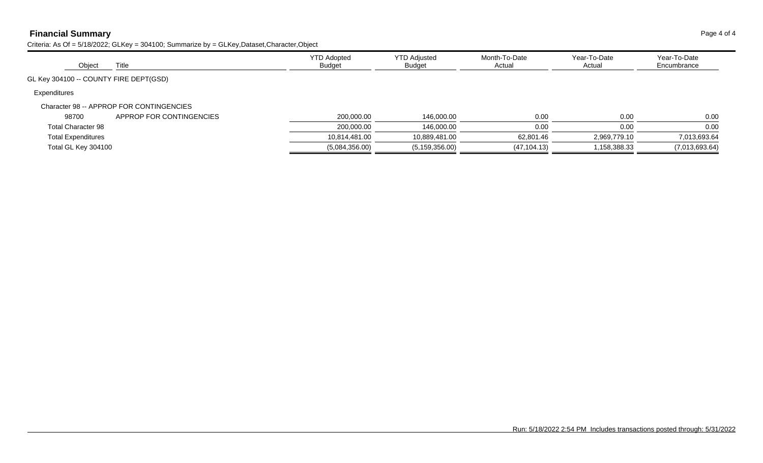## Financial Summary

Criteria: As Of = 5/18/2022; GLKey = 304100; Summarize by = GLKey,Dataset,Character,Object

| Object | Title | YTD Adopted Budget | YTD Adjusted Budget | Month-To-Date Actual | Year-To-Date Actual | Year-To-Date Encumbrance |
|---|---|---|---|---|---|---|
| GL Key 304100 -- COUNTY FIRE DEPT(GSD) | | | | | | |
| Expenditures | | | | | | |
| Character 98 -- APPROP FOR CONTINGENCIES | | | | | | |
| 98700 | APPROP FOR CONTINGENCIES | 200,000.00 | 146,000.00 | 0.00 | 0.00 | 0.00 |
| Total Character 98 | | 200,000.00 | 146,000.00 | 0.00 | 0.00 | 0.00 |
| Total Expenditures | | 10,814,481.00 | 10,889,481.00 | 62,801.46 | 2,969,779.10 | 7,013,693.64 |
| Total GL Key 304100 | | (5,084,356.00) | (5,159,356.00) | (47,104.13) | 1,158,388.33 | (7,013,693.64) |

Run: 5/18/2022 2:54 PM Includes transactions posted through: 5/31/2022